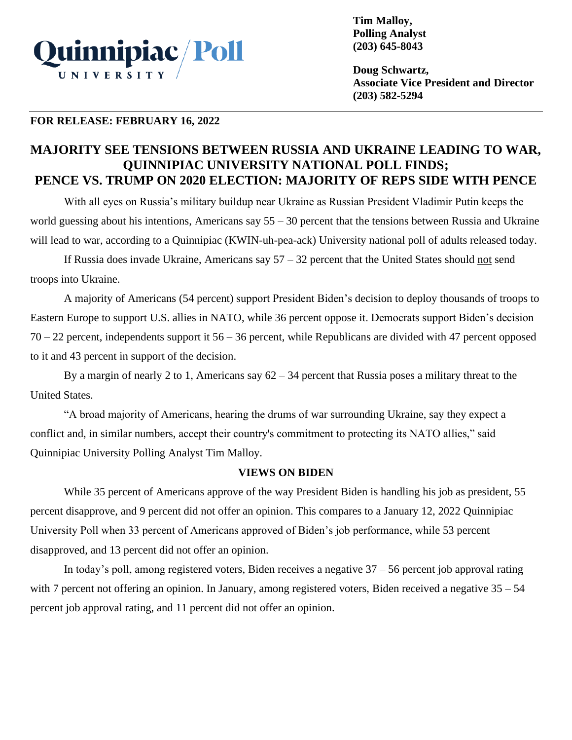**Quinnipiac University Poll**

**Tim Malloy,**
**Polling Analyst**
**(203) 645-8043**

**Doug Schwartz,**
**Associate Vice President and Director**
**(203) 582-5294**

**FOR RELEASE: FEBRUARY 16, 2022**

# MAJORITY SEE TENSIONS BETWEEN RUSSIA AND UKRAINE LEADING TO WAR, QUINNIPIAC UNIVERSITY NATIONAL POLL FINDS; PENCE VS. TRUMP ON 2020 ELECTION: MAJORITY OF REPS SIDE WITH PENCE

With all eyes on Russia's military buildup near Ukraine as Russian President Vladimir Putin keeps the world guessing about his intentions, Americans say 55 – 30 percent that the tensions between Russia and Ukraine will lead to war, according to a Quinnipiac (KWIN-uh-pea-ack) University national poll of adults released today.

If Russia does invade Ukraine, Americans say 57 – 32 percent that the United States should not send troops into Ukraine.

A majority of Americans (54 percent) support President Biden's decision to deploy thousands of troops to Eastern Europe to support U.S. allies in NATO, while 36 percent oppose it. Democrats support Biden's decision 70 – 22 percent, independents support it 56 – 36 percent, while Republicans are divided with 47 percent opposed to it and 43 percent in support of the decision.

By a margin of nearly 2 to 1, Americans say 62 – 34 percent that Russia poses a military threat to the United States.

"A broad majority of Americans, hearing the drums of war surrounding Ukraine, say they expect a conflict and, in similar numbers, accept their country's commitment to protecting its NATO allies," said Quinnipiac University Polling Analyst Tim Malloy.

## VIEWS ON BIDEN

While 35 percent of Americans approve of the way President Biden is handling his job as president, 55 percent disapprove, and 9 percent did not offer an opinion. This compares to a January 12, 2022 Quinnipiac University Poll when 33 percent of Americans approved of Biden's job performance, while 53 percent disapproved, and 13 percent did not offer an opinion.

In today's poll, among registered voters, Biden receives a negative 37 – 56 percent job approval rating with 7 percent not offering an opinion. In January, among registered voters, Biden received a negative 35 – 54 percent job approval rating, and 11 percent did not offer an opinion.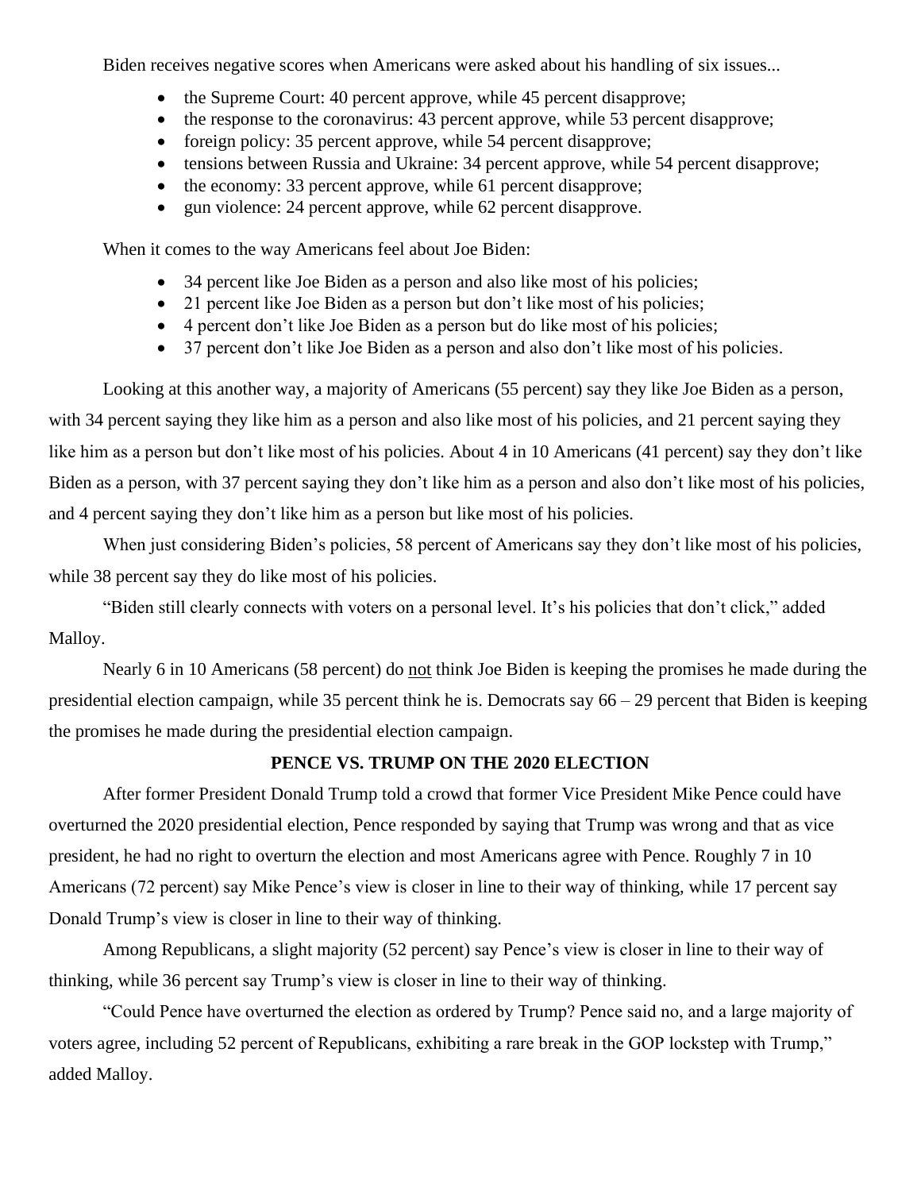Biden receives negative scores when Americans were asked about his handling of six issues...

- the Supreme Court: 40 percent approve, while 45 percent disapprove;
- the response to the coronavirus: 43 percent approve, while 53 percent disapprove;
- foreign policy: 35 percent approve, while 54 percent disapprove;
- tensions between Russia and Ukraine: 34 percent approve, while 54 percent disapprove;
- the economy: 33 percent approve, while 61 percent disapprove;
- gun violence: 24 percent approve, while 62 percent disapprove.

When it comes to the way Americans feel about Joe Biden:

- 34 percent like Joe Biden as a person and also like most of his policies;
- 21 percent like Joe Biden as a person but don't like most of his policies;
- 4 percent don't like Joe Biden as a person but do like most of his policies;
- 37 percent don't like Joe Biden as a person and also don't like most of his policies.

Looking at this another way, a majority of Americans (55 percent) say they like Joe Biden as a person, with 34 percent saying they like him as a person and also like most of his policies, and 21 percent saying they like him as a person but don't like most of his policies. About 4 in 10 Americans (41 percent) say they don't like Biden as a person, with 37 percent saying they don't like him as a person and also don't like most of his policies, and 4 percent saying they don't like him as a person but like most of his policies.

When just considering Biden's policies, 58 percent of Americans say they don't like most of his policies, while 38 percent say they do like most of his policies.

"Biden still clearly connects with voters on a personal level. It's his policies that don't click," added Malloy.

Nearly 6 in 10 Americans (58 percent) do not think Joe Biden is keeping the promises he made during the presidential election campaign, while 35 percent think he is. Democrats say 66 – 29 percent that Biden is keeping the promises he made during the presidential election campaign.

## PENCE VS. TRUMP ON THE 2020 ELECTION

After former President Donald Trump told a crowd that former Vice President Mike Pence could have overturned the 2020 presidential election, Pence responded by saying that Trump was wrong and that as vice president, he had no right to overturn the election and most Americans agree with Pence. Roughly 7 in 10 Americans (72 percent) say Mike Pence's view is closer in line to their way of thinking, while 17 percent say Donald Trump's view is closer in line to their way of thinking.

Among Republicans, a slight majority (52 percent) say Pence's view is closer in line to their way of thinking, while 36 percent say Trump's view is closer in line to their way of thinking.

"Could Pence have overturned the election as ordered by Trump? Pence said no, and a large majority of voters agree, including 52 percent of Republicans, exhibiting a rare break in the GOP lockstep with Trump," added Malloy.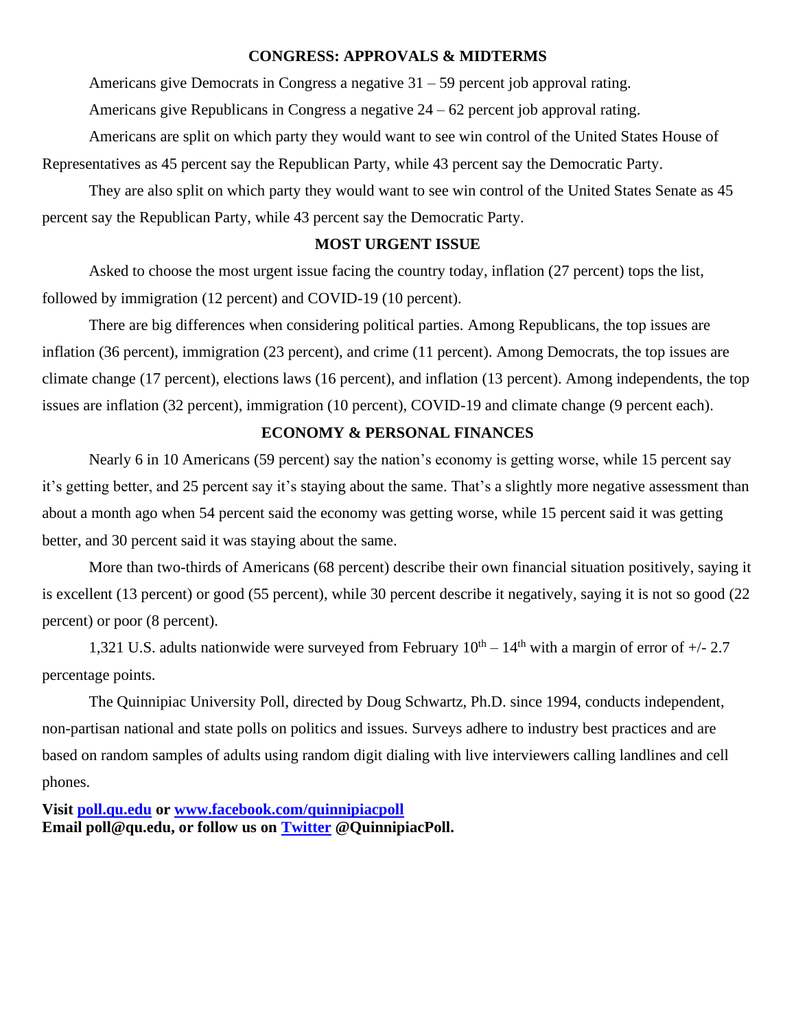## CONGRESS: APPROVALS & MIDTERMS

Americans give Democrats in Congress a negative 31 – 59 percent job approval rating.

Americans give Republicans in Congress a negative 24 – 62 percent job approval rating.

Americans are split on which party they would want to see win control of the United States House of Representatives as 45 percent say the Republican Party, while 43 percent say the Democratic Party.

They are also split on which party they would want to see win control of the United States Senate as 45 percent say the Republican Party, while 43 percent say the Democratic Party.

## MOST URGENT ISSUE

Asked to choose the most urgent issue facing the country today, inflation (27 percent) tops the list, followed by immigration (12 percent) and COVID-19 (10 percent).

There are big differences when considering political parties. Among Republicans, the top issues are inflation (36 percent), immigration (23 percent), and crime (11 percent). Among Democrats, the top issues are climate change (17 percent), elections laws (16 percent), and inflation (13 percent). Among independents, the top issues are inflation (32 percent), immigration (10 percent), COVID-19 and climate change (9 percent each).

## ECONOMY & PERSONAL FINANCES

Nearly 6 in 10 Americans (59 percent) say the nation's economy is getting worse, while 15 percent say it's getting better, and 25 percent say it's staying about the same. That's a slightly more negative assessment than about a month ago when 54 percent said the economy was getting worse, while 15 percent said it was getting better, and 30 percent said it was staying about the same.

More than two-thirds of Americans (68 percent) describe their own financial situation positively, saying it is excellent (13 percent) or good (55 percent), while 30 percent describe it negatively, saying it is not so good (22 percent) or poor (8 percent).

1,321 U.S. adults nationwide were surveyed from February 10th – 14th with a margin of error of +/- 2.7 percentage points.

The Quinnipiac University Poll, directed by Doug Schwartz, Ph.D. since 1994, conducts independent, non-partisan national and state polls on politics and issues. Surveys adhere to industry best practices and are based on random samples of adults using random digit dialing with live interviewers calling landlines and cell phones.

**Visit poll.qu.edu or www.facebook.com/quinnipiacpoll**
**Email poll@qu.edu, or follow us on Twitter @QuinnipiacPoll.**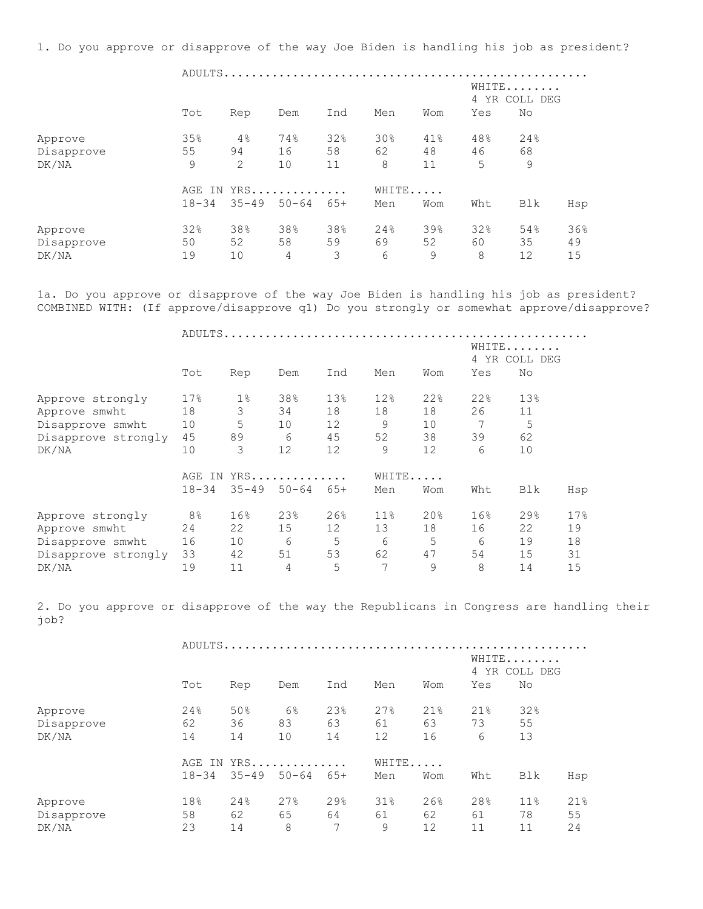1. Do you approve or disapprove of the way Joe Biden is handling his job as president?

| | ADULTS | | | | | | | |
|---|---|---|---|---|---|---|---|---|
| | | | | | | | WHITE 4 YR COLL DEG | |
| | Tot | Rep | Dem | Ind | Men | Wom | Yes | No |
| Approve | 35% | 4% | 74% | 32% | 30% | 41% | 48% | 24% |
| Disapprove | 55 | 94 | 16 | 58 | 62 | 48 | 46 | 68 |
| DK/NA | 9 | 2 | 10 | 11 | 8 | 11 | 5 | 9 |

| | AGE IN YRS | | | | WHITE | | | | |
|---|---|---|---|---|---|---|---|---|---|
| | 18-34 | 35-49 | 50-64 | 65+ | Men | Wom | Wht | Blk | Hsp |
| Approve | 32% | 38% | 38% | 38% | 24% | 39% | 32% | 54% | 36% |
| Disapprove | 50 | 52 | 58 | 59 | 69 | 52 | 60 | 35 | 49 |
| DK/NA | 19 | 10 | 4 | 3 | 6 | 9 | 8 | 12 | 15 |

1a. Do you approve or disapprove of the way Joe Biden is handling his job as president? COMBINED WITH: (If approve/disapprove q1) Do you strongly or somewhat approve/disapprove?

| | ADULTS | | | | | | | |
|---|---|---|---|---|---|---|---|---|
| | | | | | | | WHITE 4 YR COLL DEG | |
| | Tot | Rep | Dem | Ind | Men | Wom | Yes | No |
| Approve strongly | 17% | 1% | 38% | 13% | 12% | 22% | 22% | 13% |
| Approve smwht | 18 | 3 | 34 | 18 | 18 | 18 | 26 | 11 |
| Disapprove smwht | 10 | 5 | 10 | 12 | 9 | 10 | 7 | 5 |
| Disapprove strongly | 45 | 89 | 6 | 45 | 52 | 38 | 39 | 62 |
| DK/NA | 10 | 3 | 12 | 12 | 9 | 12 | 6 | 10 |

| | AGE IN YRS | | | | WHITE | | | | |
|---|---|---|---|---|---|---|---|---|---|
| | 18-34 | 35-49 | 50-64 | 65+ | Men | Wom | Wht | Blk | Hsp |
| Approve strongly | 8% | 16% | 23% | 26% | 11% | 20% | 16% | 29% | 17% |
| Approve smwht | 24 | 22 | 15 | 12 | 13 | 18 | 16 | 22 | 19 |
| Disapprove smwht | 16 | 10 | 6 | 5 | 6 | 5 | 6 | 19 | 18 |
| Disapprove strongly | 33 | 42 | 51 | 53 | 62 | 47 | 54 | 15 | 31 |
| DK/NA | 19 | 11 | 4 | 5 | 7 | 9 | 8 | 14 | 15 |

2. Do you approve or disapprove of the way the Republicans in Congress are handling their job?

| | ADULTS | | | | | | | |
|---|---|---|---|---|---|---|---|---|
| | | | | | | | WHITE 4 YR COLL DEG | |
| | Tot | Rep | Dem | Ind | Men | Wom | Yes | No |
| Approve | 24% | 50% | 6% | 23% | 27% | 21% | 21% | 32% |
| Disapprove | 62 | 36 | 83 | 63 | 61 | 63 | 73 | 55 |
| DK/NA | 14 | 14 | 10 | 14 | 12 | 16 | 6 | 13 |

| | AGE IN YRS | | | | WHITE | | | | |
|---|---|---|---|---|---|---|---|---|---|
| | 18-34 | 35-49 | 50-64 | 65+ | Men | Wom | Wht | Blk | Hsp |
| Approve | 18% | 24% | 27% | 29% | 31% | 26% | 28% | 11% | 21% |
| Disapprove | 58 | 62 | 65 | 64 | 61 | 62 | 61 | 78 | 55 |
| DK/NA | 23 | 14 | 8 | 7 | 9 | 12 | 11 | 11 | 24 |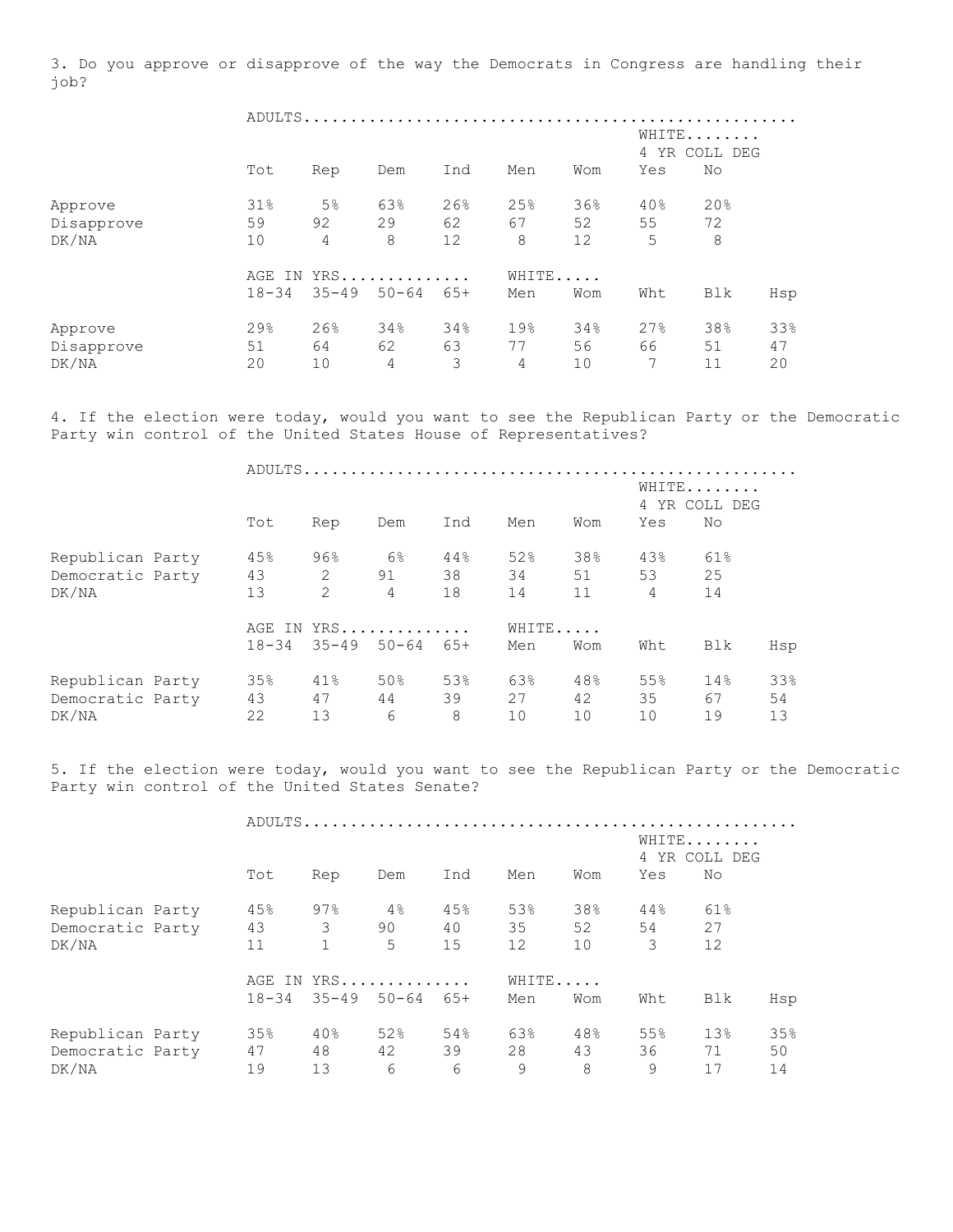3. Do you approve or disapprove of the way the Democrats in Congress are handling their job?

| | ADULTS | | | | | | WHITE 4 YR COLL DEG | |
|---|---|---|---|---|---|---|---|---|
| | Tot | Rep | Dem | Ind | Men | Wom | Yes | No |
| Approve | 31% | 5% | 63% | 26% | 25% | 36% | 40% | 20% |
| Disapprove | 59 | 92 | 29 | 62 | 67 | 52 | 55 | 72 |
| DK/NA | 10 | 4 | 8 | 12 | 8 | 12 | 5 | 8 |

| | AGE IN YRS | | | | WHITE | | | | |
|---|---|---|---|---|---|---|---|---|---|
| | 18-34 | 35-49 | 50-64 | 65+ | Men | Wom | Wht | Blk | Hsp |
| Approve | 29% | 26% | 34% | 34% | 19% | 34% | 27% | 38% | 33% |
| Disapprove | 51 | 64 | 62 | 63 | 77 | 56 | 66 | 51 | 47 |
| DK/NA | 20 | 10 | 4 | 3 | 4 | 10 | 7 | 11 | 20 |

4. If the election were today, would you want to see the Republican Party or the Democratic Party win control of the United States House of Representatives?

| | ADULTS | | | | | | WHITE 4 YR COLL DEG | |
|---|---|---|---|---|---|---|---|---|
| | Tot | Rep | Dem | Ind | Men | Wom | Yes | No |
| Republican Party | 45% | 96% | 6% | 44% | 52% | 38% | 43% | 61% |
| Democratic Party | 43 | 2 | 91 | 38 | 34 | 51 | 53 | 25 |
| DK/NA | 13 | 2 | 4 | 18 | 14 | 11 | 4 | 14 |

| | AGE IN YRS | | | | WHITE | | | | |
|---|---|---|---|---|---|---|---|---|---|
| | 18-34 | 35-49 | 50-64 | 65+ | Men | Wom | Wht | Blk | Hsp |
| Republican Party | 35% | 41% | 50% | 53% | 63% | 48% | 55% | 14% | 33% |
| Democratic Party | 43 | 47 | 44 | 39 | 27 | 42 | 35 | 67 | 54 |
| DK/NA | 22 | 13 | 6 | 8 | 10 | 10 | 10 | 19 | 13 |

5. If the election were today, would you want to see the Republican Party or the Democratic Party win control of the United States Senate?

| | ADULTS | | | | | | WHITE 4 YR COLL DEG | |
|---|---|---|---|---|---|---|---|---|
| | Tot | Rep | Dem | Ind | Men | Wom | Yes | No |
| Republican Party | 45% | 97% | 4% | 45% | 53% | 38% | 44% | 61% |
| Democratic Party | 43 | 3 | 90 | 40 | 35 | 52 | 54 | 27 |
| DK/NA | 11 | 1 | 5 | 15 | 12 | 10 | 3 | 12 |

| | AGE IN YRS | | | | WHITE | | | | |
|---|---|---|---|---|---|---|---|---|---|
| | 18-34 | 35-49 | 50-64 | 65+ | Men | Wom | Wht | Blk | Hsp |
| Republican Party | 35% | 40% | 52% | 54% | 63% | 48% | 55% | 13% | 35% |
| Democratic Party | 47 | 48 | 42 | 39 | 28 | 43 | 36 | 71 | 50 |
| DK/NA | 19 | 13 | 6 | 6 | 9 | 8 | 9 | 17 | 14 |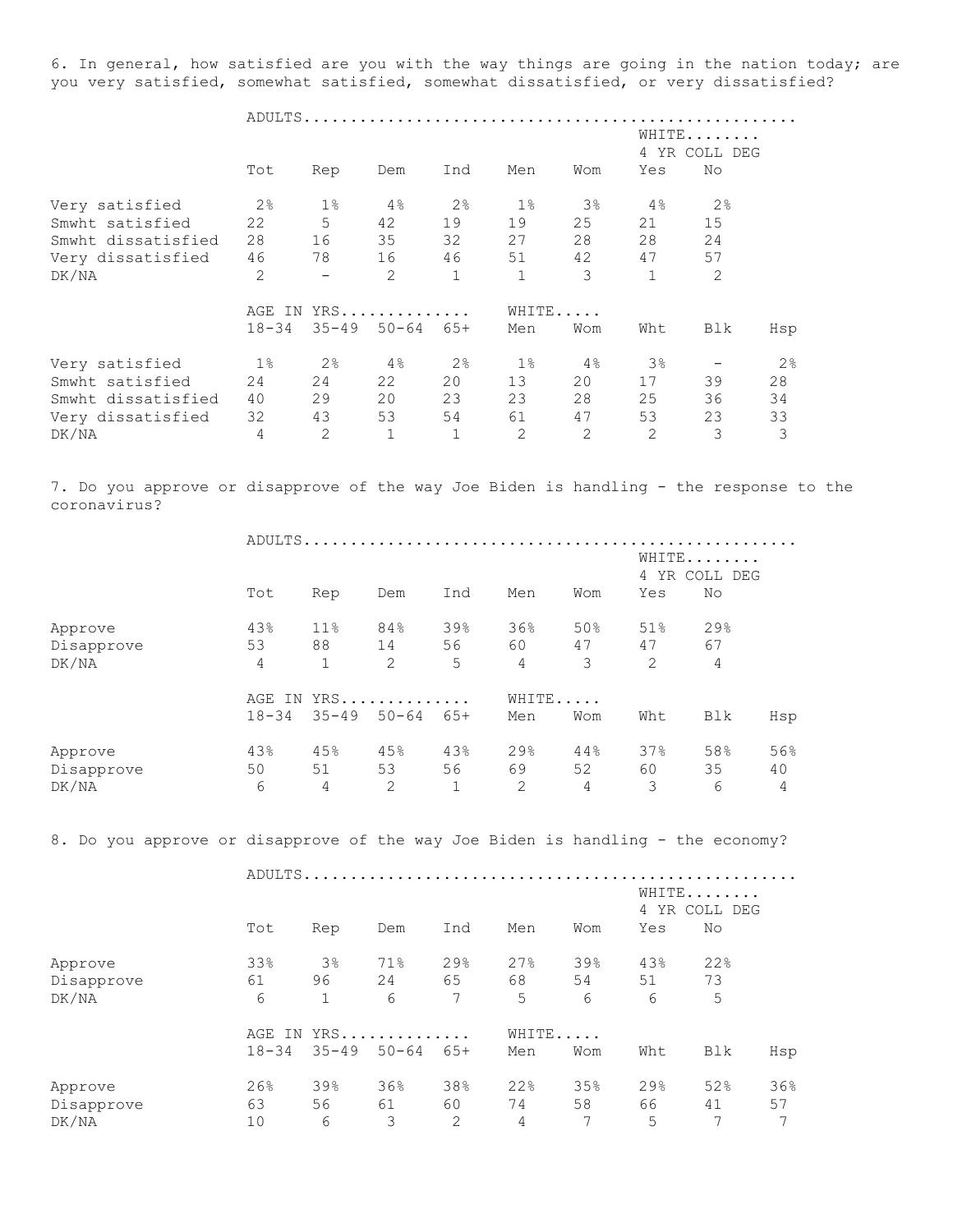6. In general, how satisfied are you with the way things are going in the nation today; are you very satisfied, somewhat satisfied, somewhat dissatisfied, or very dissatisfied?

| | ADULTS | | | | | | | |
|---|---|---|---|---|---|---|---|---|
| | | | | | | | WHITE 4 YR COLL DEG | |
| | Tot | Rep | Dem | Ind | Men | Wom | Yes | No |
| Very satisfied | 2% | 1% | 4% | 2% | 1% | 3% | 4% | 2% |
| Smwht satisfied | 22 | 5 | 42 | 19 | 19 | 25 | 21 | 15 |
| Smwht dissatisfied | 28 | 16 | 35 | 32 | 27 | 28 | 28 | 24 |
| Very dissatisfied | 46 | 78 | 16 | 46 | 51 | 42 | 47 | 57 |
| DK/NA | 2 | - | 2 | 1 | 1 | 3 | 1 | 2 |

| | AGE IN YRS | | | | WHITE | | | | |
|---|---|---|---|---|---|---|---|---|---|
| | 18-34 | 35-49 | 50-64 | 65+ | Men | Wom | Wht | Blk | Hsp |
| Very satisfied | 1% | 2% | 4% | 2% | 1% | 4% | 3% | - | 2% |
| Smwht satisfied | 24 | 24 | 22 | 20 | 13 | 20 | 17 | 39 | 28 |
| Smwht dissatisfied | 40 | 29 | 20 | 23 | 23 | 28 | 25 | 36 | 34 |
| Very dissatisfied | 32 | 43 | 53 | 54 | 61 | 47 | 53 | 23 | 33 |
| DK/NA | 4 | 2 | 1 | 1 | 2 | 2 | 2 | 3 | 3 |

7. Do you approve or disapprove of the way Joe Biden is handling - the response to the coronavirus?

| | ADULTS | | | | | | | |
|---|---|---|---|---|---|---|---|---|
| | | | | | | | WHITE 4 YR COLL DEG | |
| | Tot | Rep | Dem | Ind | Men | Wom | Yes | No |
| Approve | 43% | 11% | 84% | 39% | 36% | 50% | 51% | 29% |
| Disapprove | 53 | 88 | 14 | 56 | 60 | 47 | 47 | 67 |
| DK/NA | 4 | 1 | 2 | 5 | 4 | 3 | 2 | 4 |

| | AGE IN YRS | | | | WHITE | | | | |
|---|---|---|---|---|---|---|---|---|---|
| | 18-34 | 35-49 | 50-64 | 65+ | Men | Wom | Wht | Blk | Hsp |
| Approve | 43% | 45% | 45% | 43% | 29% | 44% | 37% | 58% | 56% |
| Disapprove | 50 | 51 | 53 | 56 | 69 | 52 | 60 | 35 | 40 |
| DK/NA | 6 | 4 | 2 | 1 | 2 | 4 | 3 | 6 | 4 |

8. Do you approve or disapprove of the way Joe Biden is handling - the economy?

| | ADULTS | | | | | | | |
|---|---|---|---|---|---|---|---|---|
| | | | | | | | WHITE 4 YR COLL DEG | |
| | Tot | Rep | Dem | Ind | Men | Wom | Yes | No |
| Approve | 33% | 3% | 71% | 29% | 27% | 39% | 43% | 22% |
| Disapprove | 61 | 96 | 24 | 65 | 68 | 54 | 51 | 73 |
| DK/NA | 6 | 1 | 6 | 7 | 5 | 6 | 6 | 5 |

| | AGE IN YRS | | | | WHITE | | | | |
|---|---|---|---|---|---|---|---|---|---|
| | 18-34 | 35-49 | 50-64 | 65+ | Men | Wom | Wht | Blk | Hsp |
| Approve | 26% | 39% | 36% | 38% | 22% | 35% | 29% | 52% | 36% |
| Disapprove | 63 | 56 | 61 | 60 | 74 | 58 | 66 | 41 | 57 |
| DK/NA | 10 | 6 | 3 | 2 | 4 | 7 | 5 | 7 | 7 |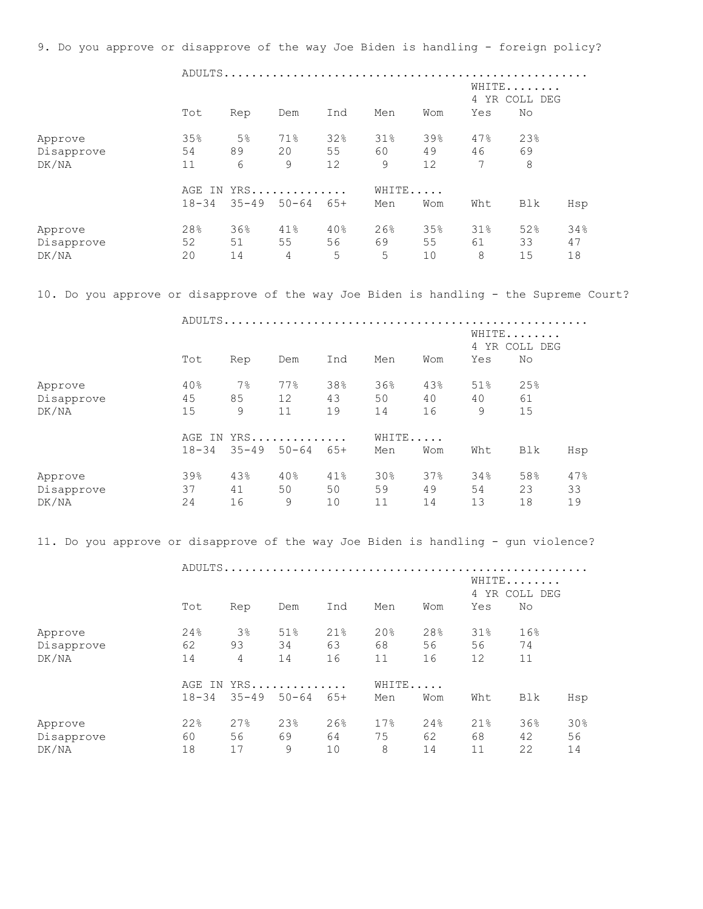9. Do you approve or disapprove of the way Joe Biden is handling - foreign policy?

| | ADULTS | | | | | | | |
|---|---|---|---|---|---|---|---|---|
| | | | | | | | WHITE 4 YR COLL DEG | |
| | Tot | Rep | Dem | Ind | Men | Wom | Yes | No |
| Approve | 35% | 5% | 71% | 32% | 31% | 39% | 47% | 23% |
| Disapprove | 54 | 89 | 20 | 55 | 60 | 49 | 46 | 69 |
| DK/NA | 11 | 6 | 9 | 12 | 9 | 12 | 7 | 8 |

| | AGE IN YRS | | | | WHITE | | | | |
|---|---|---|---|---|---|---|---|---|---|
| | 18-34 | 35-49 | 50-64 | 65+ | Men | Wom | Wht | Blk | Hsp |
| Approve | 28% | 36% | 41% | 40% | 26% | 35% | 31% | 52% | 34% |
| Disapprove | 52 | 51 | 55 | 56 | 69 | 55 | 61 | 33 | 47 |
| DK/NA | 20 | 14 | 4 | 5 | 5 | 10 | 8 | 15 | 18 |

10. Do you approve or disapprove of the way Joe Biden is handling - the Supreme Court?

| | ADULTS | | | | | | | |
|---|---|---|---|---|---|---|---|---|
| | | | | | | | WHITE 4 YR COLL DEG | |
| | Tot | Rep | Dem | Ind | Men | Wom | Yes | No |
| Approve | 40% | 7% | 77% | 38% | 36% | 43% | 51% | 25% |
| Disapprove | 45 | 85 | 12 | 43 | 50 | 40 | 40 | 61 |
| DK/NA | 15 | 9 | 11 | 19 | 14 | 16 | 9 | 15 |

| | AGE IN YRS | | | | WHITE | | | | |
|---|---|---|---|---|---|---|---|---|---|
| | 18-34 | 35-49 | 50-64 | 65+ | Men | Wom | Wht | Blk | Hsp |
| Approve | 39% | 43% | 40% | 41% | 30% | 37% | 34% | 58% | 47% |
| Disapprove | 37 | 41 | 50 | 50 | 59 | 49 | 54 | 23 | 33 |
| DK/NA | 24 | 16 | 9 | 10 | 11 | 14 | 13 | 18 | 19 |

11. Do you approve or disapprove of the way Joe Biden is handling - gun violence?

| | ADULTS | | | | | | | |
|---|---|---|---|---|---|---|---|---|
| | | | | | | | WHITE 4 YR COLL DEG | |
| | Tot | Rep | Dem | Ind | Men | Wom | Yes | No |
| Approve | 24% | 3% | 51% | 21% | 20% | 28% | 31% | 16% |
| Disapprove | 62 | 93 | 34 | 63 | 68 | 56 | 56 | 74 |
| DK/NA | 14 | 4 | 14 | 16 | 11 | 16 | 12 | 11 |

| | AGE IN YRS | | | | WHITE | | | | |
|---|---|---|---|---|---|---|---|---|---|
| | 18-34 | 35-49 | 50-64 | 65+ | Men | Wom | Wht | Blk | Hsp |
| Approve | 22% | 27% | 23% | 26% | 17% | 24% | 21% | 36% | 30% |
| Disapprove | 60 | 56 | 69 | 64 | 75 | 62 | 68 | 42 | 56 |
| DK/NA | 18 | 17 | 9 | 10 | 8 | 14 | 11 | 22 | 14 |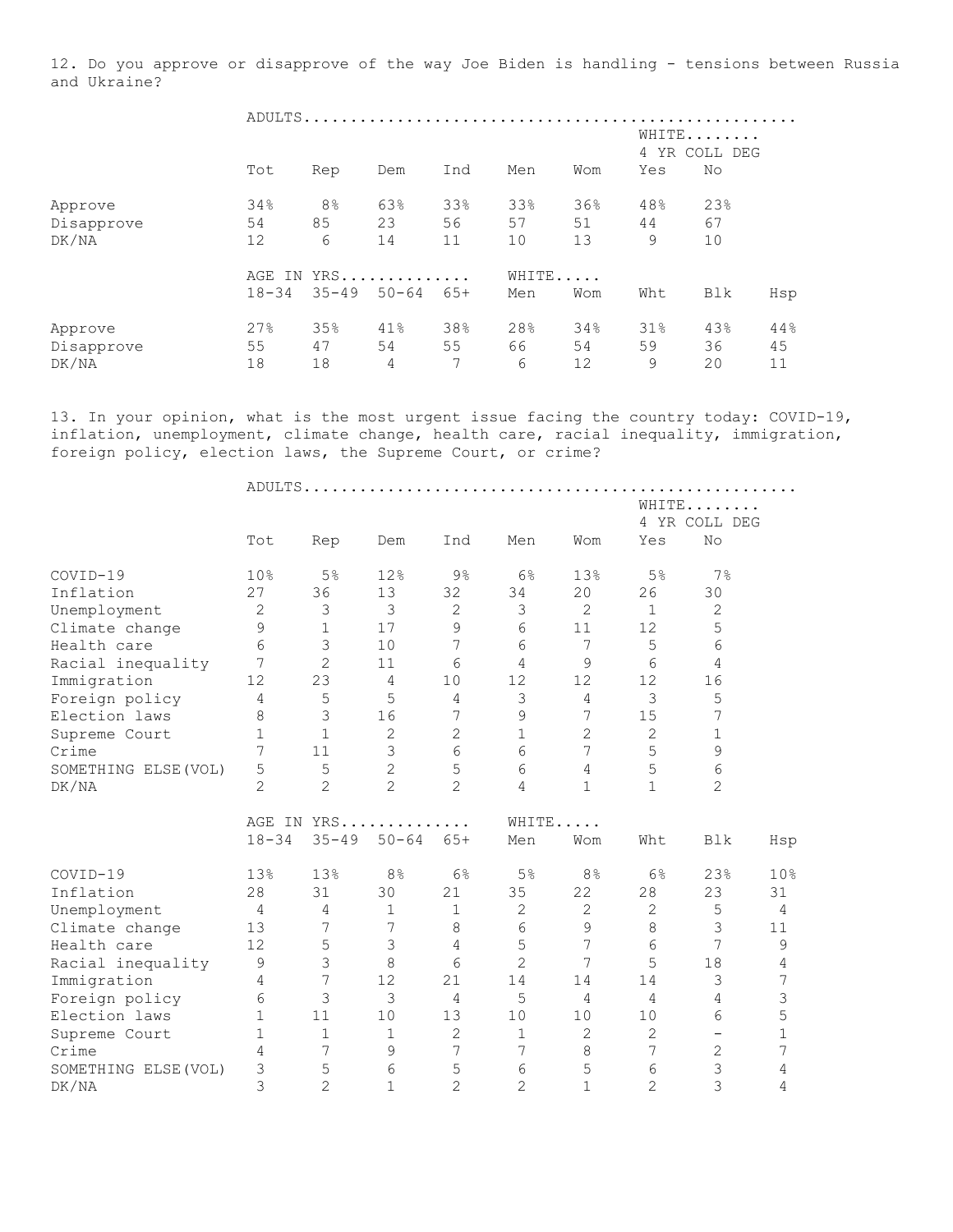12. Do you approve or disapprove of the way Joe Biden is handling - tensions between Russia and Ukraine?

| | ADULTS | | | | | | WHITE 4 YR COLL DEG | |
|---|---|---|---|---|---|---|---|---|
| | Tot | Rep | Dem | Ind | Men | Wom | Yes | No |
| Approve | 34% | 8% | 63% | 33% | 33% | 36% | 48% | 23% |
| Disapprove | 54 | 85 | 23 | 56 | 57 | 51 | 44 | 67 |
| DK/NA | 12 | 6 | 14 | 11 | 10 | 13 | 9 | 10 |

| | AGE IN YRS | | | | WHITE | | | | |
|---|---|---|---|---|---|---|---|---|---|
| | 18-34 | 35-49 | 50-64 | 65+ | Men | Wom | Wht | Blk | Hsp |
| Approve | 27% | 35% | 41% | 38% | 28% | 34% | 31% | 43% | 44% |
| Disapprove | 55 | 47 | 54 | 55 | 66 | 54 | 59 | 36 | 45 |
| DK/NA | 18 | 18 | 4 | 7 | 6 | 12 | 9 | 20 | 11 |

13. In your opinion, what is the most urgent issue facing the country today: COVID-19, inflation, unemployment, climate change, health care, racial inequality, immigration, foreign policy, election laws, the Supreme Court, or crime?

| | ADULTS | | | | | | WHITE 4 YR COLL DEG | |
|---|---|---|---|---|---|---|---|---|
| | Tot | Rep | Dem | Ind | Men | Wom | Yes | No |
| COVID-19 | 10% | 5% | 12% | 9% | 6% | 13% | 5% | 7% |
| Inflation | 27 | 36 | 13 | 32 | 34 | 20 | 26 | 30 |
| Unemployment | 2 | 3 | 3 | 2 | 3 | 2 | 1 | 2 |
| Climate change | 9 | 1 | 17 | 9 | 6 | 11 | 12 | 5 |
| Health care | 6 | 3 | 10 | 7 | 6 | 7 | 5 | 6 |
| Racial inequality | 7 | 2 | 11 | 6 | 4 | 9 | 6 | 4 |
| Immigration | 12 | 23 | 4 | 10 | 12 | 12 | 12 | 16 |
| Foreign policy | 4 | 5 | 5 | 4 | 3 | 4 | 3 | 5 |
| Election laws | 8 | 3 | 16 | 7 | 9 | 7 | 15 | 7 |
| Supreme Court | 1 | 1 | 2 | 2 | 1 | 2 | 2 | 1 |
| Crime | 7 | 11 | 3 | 6 | 6 | 7 | 5 | 9 |
| SOMETHING ELSE(VOL) | 5 | 5 | 2 | 5 | 6 | 4 | 5 | 6 |
| DK/NA | 2 | 2 | 2 | 2 | 4 | 1 | 1 | 2 |

| | AGE IN YRS | | | | WHITE | | | | |
|---|---|---|---|---|---|---|---|---|---|
| | 18-34 | 35-49 | 50-64 | 65+ | Men | Wom | Wht | Blk | Hsp |
| COVID-19 | 13% | 13% | 8% | 6% | 5% | 8% | 6% | 23% | 10% |
| Inflation | 28 | 31 | 30 | 21 | 35 | 22 | 28 | 23 | 31 |
| Unemployment | 4 | 4 | 1 | 1 | 2 | 2 | 2 | 5 | 4 |
| Climate change | 13 | 7 | 7 | 8 | 6 | 9 | 8 | 3 | 11 |
| Health care | 12 | 5 | 3 | 4 | 5 | 7 | 6 | 7 | 9 |
| Racial inequality | 9 | 3 | 8 | 6 | 2 | 7 | 5 | 18 | 4 |
| Immigration | 4 | 7 | 12 | 21 | 14 | 14 | 14 | 3 | 7 |
| Foreign policy | 6 | 3 | 3 | 4 | 5 | 4 | 4 | 4 | 3 |
| Election laws | 1 | 11 | 10 | 13 | 10 | 10 | 10 | 6 | 5 |
| Supreme Court | 1 | 1 | 1 | 2 | 1 | 2 | 2 | - | 1 |
| Crime | 4 | 7 | 9 | 7 | 7 | 8 | 7 | 2 | 7 |
| SOMETHING ELSE(VOL) | 3 | 5 | 6 | 5 | 6 | 5 | 6 | 3 | 4 |
| DK/NA | 3 | 2 | 1 | 2 | 2 | 1 | 2 | 3 | 4 |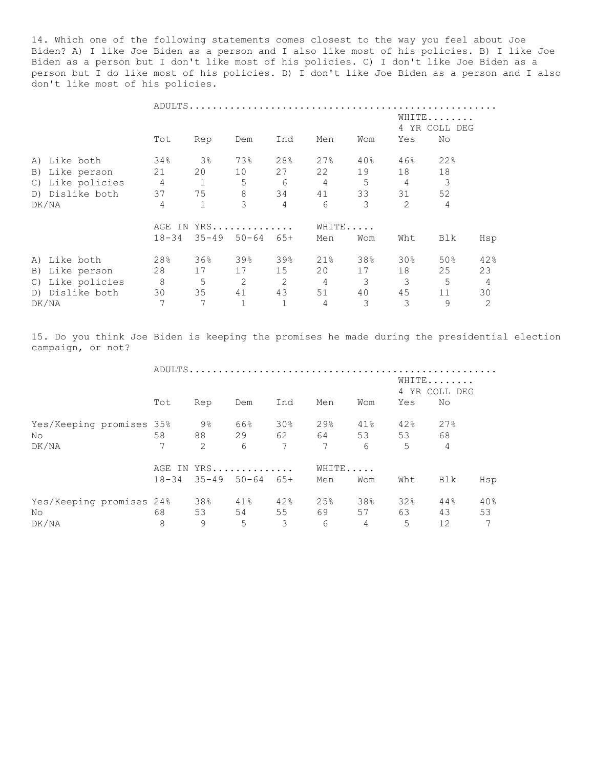14. Which one of the following statements comes closest to the way you feel about Joe Biden? A) I like Joe Biden as a person and I also like most of his policies. B) I like Joe Biden as a person but I don't like most of his policies. C) I don't like Joe Biden as a person but I do like most of his policies. D) I don't like Joe Biden as a person and I also don't like most of his policies.

| | ADULTS | | | | | | WHITE 4 YR COLL DEG | |
|---|---|---|---|---|---|---|---|---|
| | Tot | Rep | Dem | Ind | Men | Wom | Yes | No |
| A) Like both | 34% | 3% | 73% | 28% | 27% | 40% | 46% | 22% |
| B) Like person | 21 | 20 | 10 | 27 | 22 | 19 | 18 | 18 |
| C) Like policies | 4 | 1 | 5 | 6 | 4 | 5 | 4 | 3 |
| D) Dislike both | 37 | 75 | 8 | 34 | 41 | 33 | 31 | 52 |
| DK/NA | 4 | 1 | 3 | 4 | 6 | 3 | 2 | 4 |

| | AGE IN YRS | | | | WHITE | | | | |
|---|---|---|---|---|---|---|---|---|---|
| | 18-34 | 35-49 | 50-64 | 65+ | Men | Wom | Wht | Blk | Hsp |
| A) Like both | 28% | 36% | 39% | 39% | 21% | 38% | 30% | 50% | 42% |
| B) Like person | 28 | 17 | 17 | 15 | 20 | 17 | 18 | 25 | 23 |
| C) Like policies | 8 | 5 | 2 | 2 | 4 | 3 | 3 | 5 | 4 |
| D) Dislike both | 30 | 35 | 41 | 43 | 51 | 40 | 45 | 11 | 30 |
| DK/NA | 7 | 7 | 1 | 1 | 4 | 3 | 3 | 9 | 2 |

15. Do you think Joe Biden is keeping the promises he made during the presidential election campaign, or not?

| | ADULTS | | | | | | WHITE 4 YR COLL DEG | |
|---|---|---|---|---|---|---|---|---|
| | Tot | Rep | Dem | Ind | Men | Wom | Yes | No |
| Yes/Keeping promises | 35% | 9% | 66% | 30% | 29% | 41% | 42% | 27% |
| No | 58 | 88 | 29 | 62 | 64 | 53 | 53 | 68 |
| DK/NA | 7 | 2 | 6 | 7 | 7 | 6 | 5 | 4 |

| | AGE IN YRS | | | | WHITE | | | | |
|---|---|---|---|---|---|---|---|---|---|
| | 18-34 | 35-49 | 50-64 | 65+ | Men | Wom | Wht | Blk | Hsp |
| Yes/Keeping promises | 24% | 38% | 41% | 42% | 25% | 38% | 32% | 44% | 40% |
| No | 68 | 53 | 54 | 55 | 69 | 57 | 63 | 43 | 53 |
| DK/NA | 8 | 9 | 5 | 3 | 6 | 4 | 5 | 12 | 7 |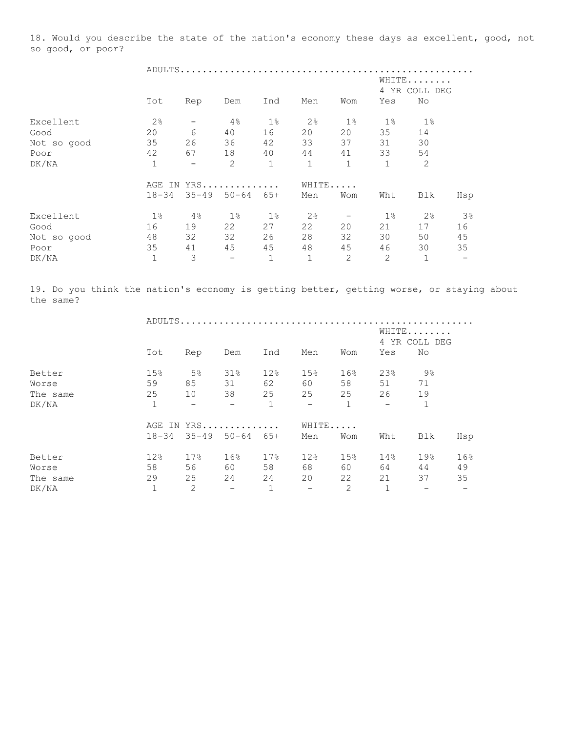18. Would you describe the state of the nation's economy these days as excellent, good, not so good, or poor?

| | ADULTS | | | | | | WHITE 4 YR COLL DEG | |
|---|---|---|---|---|---|---|---|---|
| | Tot | Rep | Dem | Ind | Men | Wom | Yes | No |
| Excellent | 2% | - | 4% | 1% | 2% | 1% | 1% | 1% |
| Good | 20 | 6 | 40 | 16 | 20 | 20 | 35 | 14 |
| Not so good | 35 | 26 | 36 | 42 | 33 | 37 | 31 | 30 |
| Poor | 42 | 67 | 18 | 40 | 44 | 41 | 33 | 54 |
| DK/NA | 1 | - | 2 | 1 | 1 | 1 | 1 | 2 |

| | AGE IN YRS | | | | WHITE | | | | |
|---|---|---|---|---|---|---|---|---|---|
| | 18-34 | 35-49 | 50-64 | 65+ | Men | Wom | Wht | Blk | Hsp |
| Excellent | 1% | 4% | 1% | 1% | 2% | - | 1% | 2% | 3% |
| Good | 16 | 19 | 22 | 27 | 22 | 20 | 21 | 17 | 16 |
| Not so good | 48 | 32 | 32 | 26 | 28 | 32 | 30 | 50 | 45 |
| Poor | 35 | 41 | 45 | 45 | 48 | 45 | 46 | 30 | 35 |
| DK/NA | 1 | 3 | - | 1 | 1 | 2 | 2 | 1 | - |

19. Do you think the nation's economy is getting better, getting worse, or staying about the same?

| | ADULTS | | | | | | WHITE 4 YR COLL DEG | |
|---|---|---|---|---|---|---|---|---|
| | Tot | Rep | Dem | Ind | Men | Wom | Yes | No |
| Better | 15% | 5% | 31% | 12% | 15% | 16% | 23% | 9% |
| Worse | 59 | 85 | 31 | 62 | 60 | 58 | 51 | 71 |
| The same | 25 | 10 | 38 | 25 | 25 | 25 | 26 | 19 |
| DK/NA | 1 | - | - | 1 | - | 1 | - | 1 |

| | AGE IN YRS | | | | WHITE | | | | |
|---|---|---|---|---|---|---|---|---|---|
| | 18-34 | 35-49 | 50-64 | 65+ | Men | Wom | Wht | Blk | Hsp |
| Better | 12% | 17% | 16% | 17% | 12% | 15% | 14% | 19% | 16% |
| Worse | 58 | 56 | 60 | 58 | 68 | 60 | 64 | 44 | 49 |
| The same | 29 | 25 | 24 | 24 | 20 | 22 | 21 | 37 | 35 |
| DK/NA | 1 | 2 | - | 1 | - | 2 | 1 | - | - |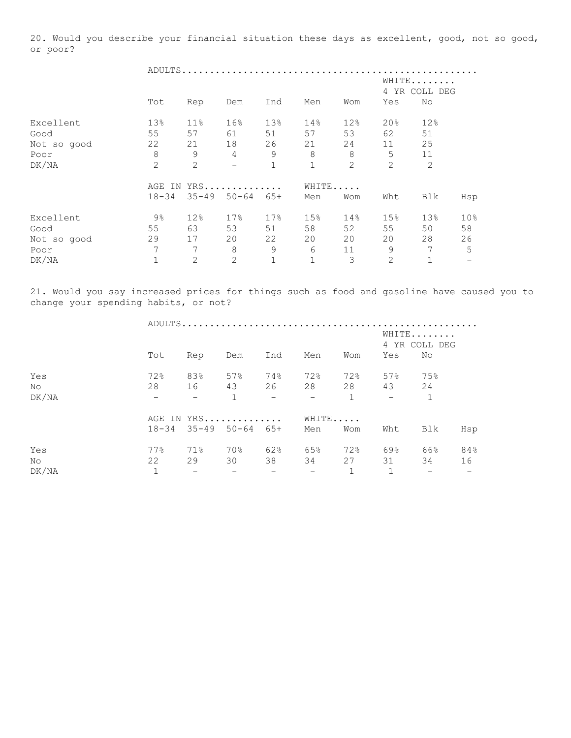20. Would you describe your financial situation these days as excellent, good, not so good, or poor?

| | ADULTS | | | | | | WHITE 4 YR COLL DEG | |
|---|---|---|---|---|---|---|---|---|
| | Tot | Rep | Dem | Ind | Men | Wom | Yes | No |
| Excellent | 13% | 11% | 16% | 13% | 14% | 12% | 20% | 12% |
| Good | 55 | 57 | 61 | 51 | 57 | 53 | 62 | 51 |
| Not so good | 22 | 21 | 18 | 26 | 21 | 24 | 11 | 25 |
| Poor | 8 | 9 | 4 | 9 | 8 | 8 | 5 | 11 |
| DK/NA | 2 | 2 | - | 1 | 1 | 2 | 2 | 2 |

| | AGE IN YRS | | | | WHITE | | | | |
|---|---|---|---|---|---|---|---|---|---|
| | 18-34 | 35-49 | 50-64 | 65+ | Men | Wom | Wht | Blk | Hsp |
| Excellent | 9% | 12% | 17% | 17% | 15% | 14% | 15% | 13% | 10% |
| Good | 55 | 63 | 53 | 51 | 58 | 52 | 55 | 50 | 58 |
| Not so good | 29 | 17 | 20 | 22 | 20 | 20 | 20 | 28 | 26 |
| Poor | 7 | 7 | 8 | 9 | 6 | 11 | 9 | 7 | 5 |
| DK/NA | 1 | 2 | 2 | 1 | 1 | 3 | 2 | 1 | - |

21. Would you say increased prices for things such as food and gasoline have caused you to change your spending habits, or not?

| | ADULTS | | | | | | WHITE 4 YR COLL DEG | |
|---|---|---|---|---|---|---|---|---|
| | Tot | Rep | Dem | Ind | Men | Wom | Yes | No |
| Yes | 72% | 83% | 57% | 74% | 72% | 72% | 57% | 75% |
| No | 28 | 16 | 43 | 26 | 28 | 28 | 43 | 24 |
| DK/NA | - | - | 1 | - | - | 1 | - | 1 |

| | AGE IN YRS | | | | WHITE | | | | |
|---|---|---|---|---|---|---|---|---|---|
| | 18-34 | 35-49 | 50-64 | 65+ | Men | Wom | Wht | Blk | Hsp |
| Yes | 77% | 71% | 70% | 62% | 65% | 72% | 69% | 66% | 84% |
| No | 22 | 29 | 30 | 38 | 34 | 27 | 31 | 34 | 16 |
| DK/NA | 1 | - | - | - | - | 1 | 1 | - | - |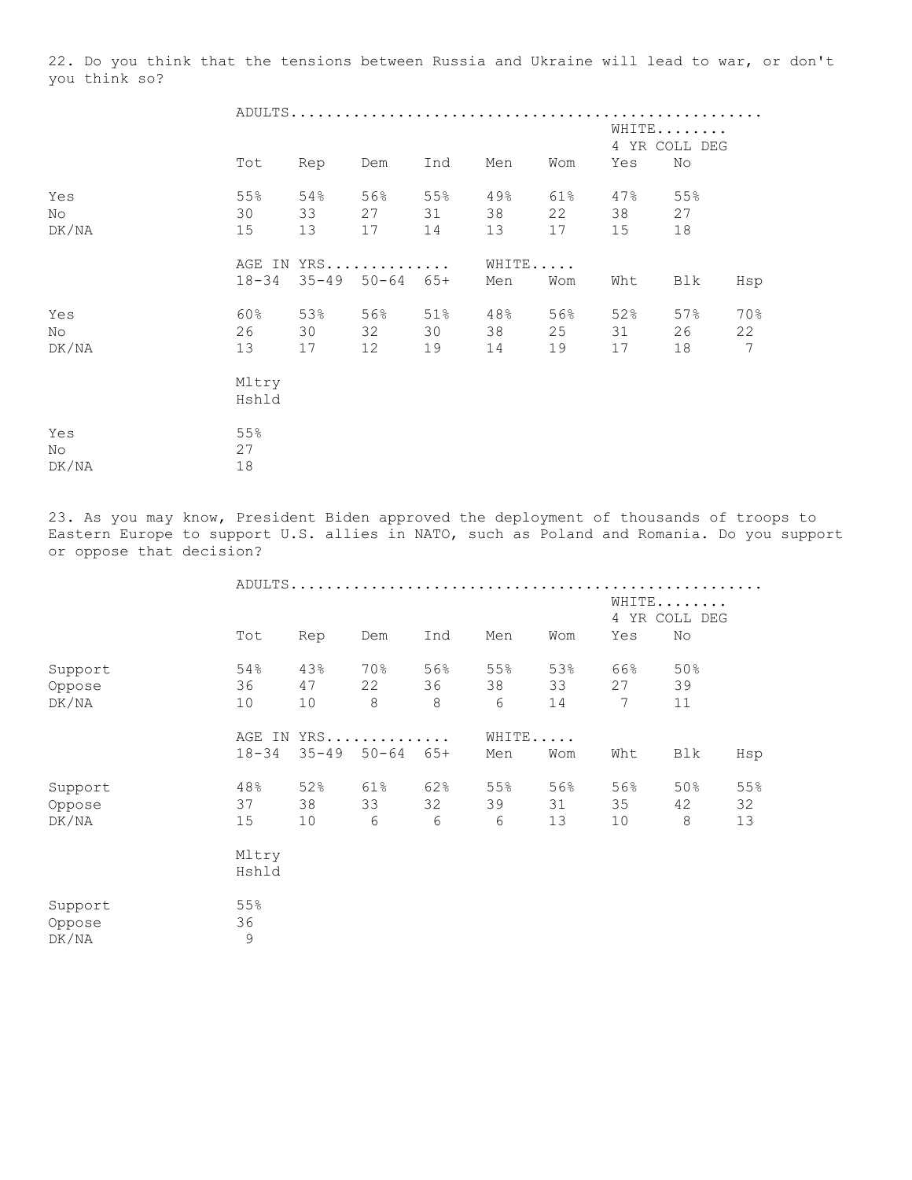22. Do you think that the tensions between Russia and Ukraine will lead to war, or don't you think so?

| | ADULTS | | | | | | | |
|---|---|---|---|---|---|---|---|---|
| | | | | | | | WHITE 4 YR COLL DEG | |
| | Tot | Rep | Dem | Ind | Men | Wom | Yes | No |
| Yes | 55% | 54% | 56% | 55% | 49% | 61% | 47% | 55% |
| No | 30 | 33 | 27 | 31 | 38 | 22 | 38 | 27 |
| DK/NA | 15 | 13 | 17 | 14 | 13 | 17 | 15 | 18 |

| | AGE IN YRS | | | | WHITE | | | | |
|---|---|---|---|---|---|---|---|---|---|
| | 18-34 | 35-49 | 50-64 | 65+ | Men | Wom | Wht | Blk | Hsp |
| Yes | 60% | 53% | 56% | 51% | 48% | 56% | 52% | 57% | 70% |
| No | 26 | 30 | 32 | 30 | 38 | 25 | 31 | 26 | 22 |
| DK/NA | 13 | 17 | 12 | 19 | 14 | 19 | 17 | 18 | 7 |

| | Mltry Hshld |
|---|---|
| Yes | 55% |
| No | 27 |
| DK/NA | 18 |

23. As you may know, President Biden approved the deployment of thousands of troops to Eastern Europe to support U.S. allies in NATO, such as Poland and Romania. Do you support or oppose that decision?

| | ADULTS | | | | | | | |
|---|---|---|---|---|---|---|---|---|
| | | | | | | | WHITE 4 YR COLL DEG | |
| | Tot | Rep | Dem | Ind | Men | Wom | Yes | No |
| Support | 54% | 43% | 70% | 56% | 55% | 53% | 66% | 50% |
| Oppose | 36 | 47 | 22 | 36 | 38 | 33 | 27 | 39 |
| DK/NA | 10 | 10 | 8 | 8 | 6 | 14 | 7 | 11 |

| | AGE IN YRS | | | | WHITE | | | | |
|---|---|---|---|---|---|---|---|---|---|
| | 18-34 | 35-49 | 50-64 | 65+ | Men | Wom | Wht | Blk | Hsp |
| Support | 48% | 52% | 61% | 62% | 55% | 56% | 56% | 50% | 55% |
| Oppose | 37 | 38 | 33 | 32 | 39 | 31 | 35 | 42 | 32 |
| DK/NA | 15 | 10 | 6 | 6 | 6 | 13 | 10 | 8 | 13 |

| | Mltry Hshld |
|---|---|
| Support | 55% |
| Oppose | 36 |
| DK/NA | 9 |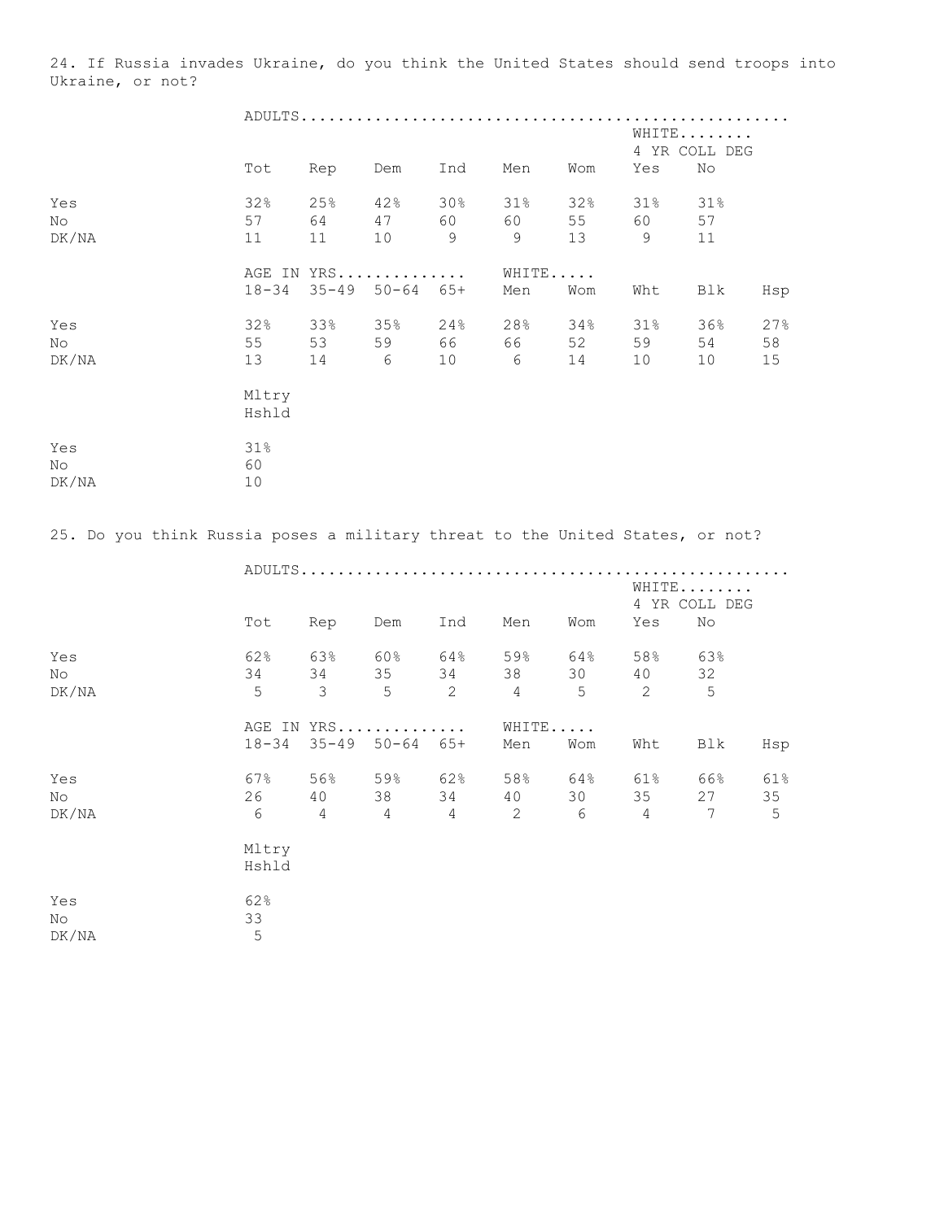24. If Russia invades Ukraine, do you think the United States should send troops into Ukraine, or not?

| | ADULTS | | | | | | | | |
|---|---|---|---|---|---|---|---|---|---|
| | | | | | | | WHITE 4 YR COLL DEG | | |
| | Tot | Rep | Dem | Ind | Men | Wom | Yes | No | |
| Yes | 32% | 25% | 42% | 30% | 31% | 32% | 31% | 31% | |
| No | 57 | 64 | 47 | 60 | 60 | 55 | 60 | 57 | |
| DK/NA | 11 | 11 | 10 | 9 | 9 | 13 | 9 | 11 | |
| | AGE IN YRS | | | | WHITE | | | | |
| | 18-34 | 35-49 | 50-64 | 65+ | Men | Wom | Wht | Blk | Hsp |
| Yes | 32% | 33% | 35% | 24% | 28% | 34% | 31% | 36% | 27% |
| No | 55 | 53 | 59 | 66 | 66 | 52 | 59 | 54 | 58 |
| DK/NA | 13 | 14 | 6 | 10 | 6 | 14 | 10 | 10 | 15 |
| | Mltry Hshld | | | | | | | | |
| Yes | 31% | | | | | | | | |
| No | 60 | | | | | | | | |
| DK/NA | 10 | | | | | | | | |

25. Do you think Russia poses a military threat to the United States, or not?

| | ADULTS | | | | | | | | |
|---|---|---|---|---|---|---|---|---|---|
| | | | | | | | WHITE 4 YR COLL DEG | | |
| | Tot | Rep | Dem | Ind | Men | Wom | Yes | No | |
| Yes | 62% | 63% | 60% | 64% | 59% | 64% | 58% | 63% | |
| No | 34 | 34 | 35 | 34 | 38 | 30 | 40 | 32 | |
| DK/NA | 5 | 3 | 5 | 2 | 4 | 5 | 2 | 5 | |
| | AGE IN YRS | | | | WHITE | | | | |
| | 18-34 | 35-49 | 50-64 | 65+ | Men | Wom | Wht | Blk | Hsp |
| Yes | 67% | 56% | 59% | 62% | 58% | 64% | 61% | 66% | 61% |
| No | 26 | 40 | 38 | 34 | 40 | 30 | 35 | 27 | 35 |
| DK/NA | 6 | 4 | 4 | 4 | 2 | 6 | 4 | 7 | 5 |
| | Mltry Hshld | | | | | | | | |
| Yes | 62% | | | | | | | | |
| No | 33 | | | | | | | | |
| DK/NA | 5 | | | | | | | | |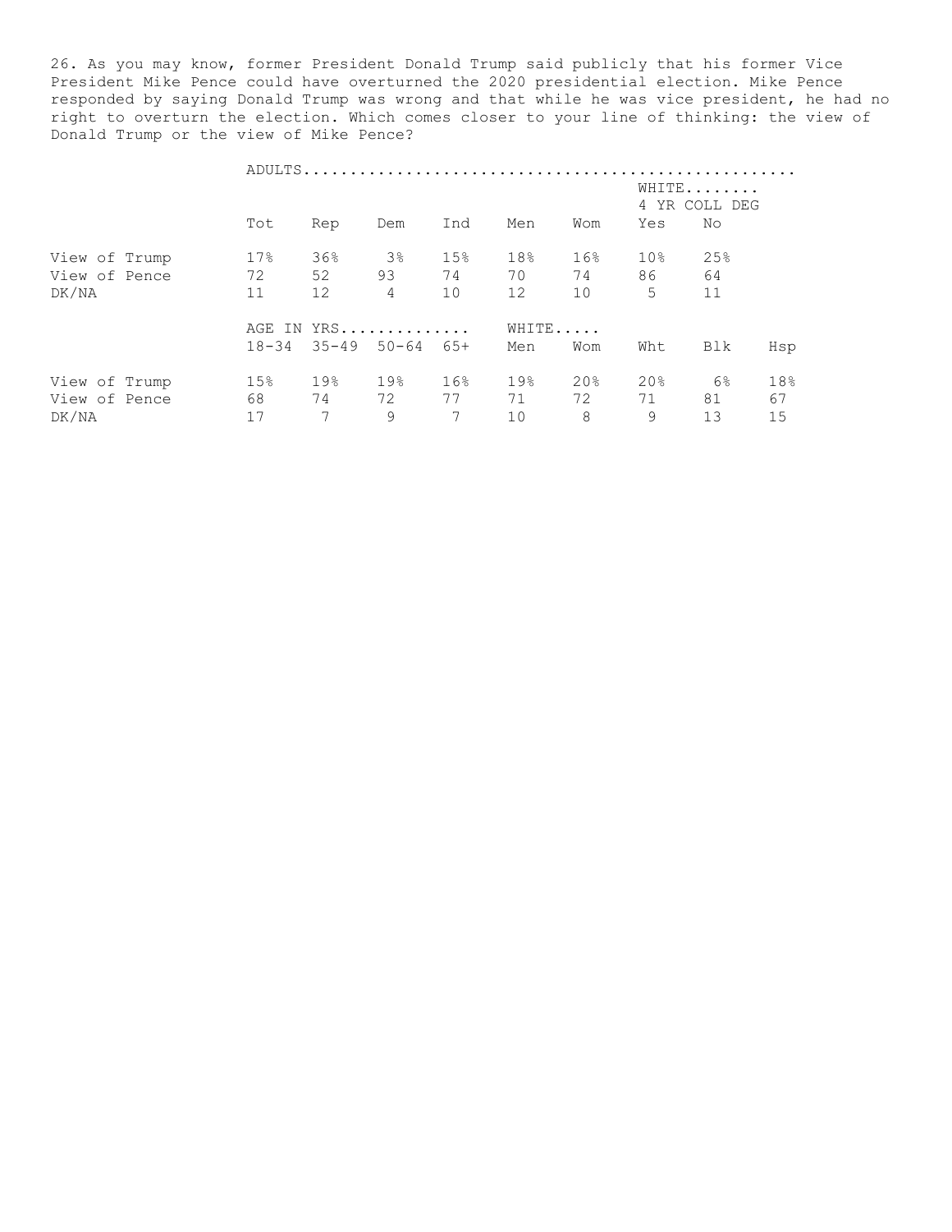26. As you may know, former President Donald Trump said publicly that his former Vice President Mike Pence could have overturned the 2020 presidential election. Mike Pence responded by saying Donald Trump was wrong and that while he was vice president, he had no right to overturn the election. Which comes closer to your line of thinking: the view of Donald Trump or the view of Mike Pence?

| | ADULTS | | | | | | WHITE 4 YR COLL DEG | |
|---|---|---|---|---|---|---|---|---|
| | Tot | Rep | Dem | Ind | Men | Wom | Yes | No |
| View of Trump | 17% | 36% | 3% | 15% | 18% | 16% | 10% | 25% |
| View of Pence | 72 | 52 | 93 | 74 | 70 | 74 | 86 | 64 |
| DK/NA | 11 | 12 | 4 | 10 | 12 | 10 | 5 | 11 |

| | AGE IN YRS | | | | WHITE | | | | |
|---|---|---|---|---|---|---|---|---|---|
| | 18-34 | 35-49 | 50-64 | 65+ | Men | Wom | Wht | Blk | Hsp |
| View of Trump | 15% | 19% | 19% | 16% | 19% | 20% | 20% | 6% | 18% |
| View of Pence | 68 | 74 | 72 | 77 | 71 | 72 | 71 | 81 | 67 |
| DK/NA | 17 | 7 | 9 | 7 | 10 | 8 | 9 | 13 | 15 |